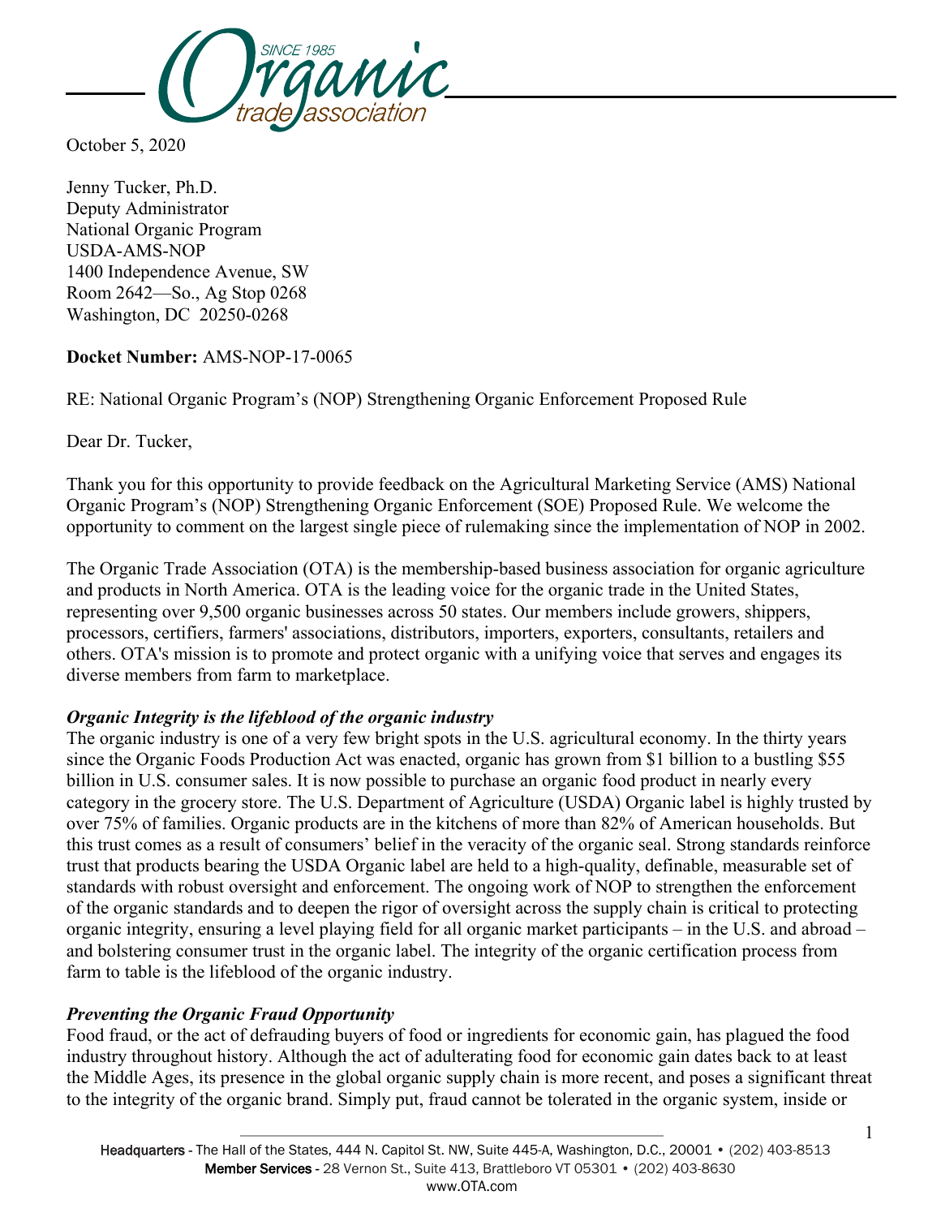October 5, 2020

Jenny Tucker, Ph.D.
Deputy Administrator
National Organic Program
USDA-AMS-NOP
1400 Independence Avenue, SW
Room 2642—So., Ag Stop 0268
Washington, DC 20250-0268

**Docket Number:** AMS-NOP-17-0065

RE: National Organic Program's (NOP) Strengthening Organic Enforcement Proposed Rule

Dear Dr. Tucker,

Thank you for this opportunity to provide feedback on the Agricultural Marketing Service (AMS) National Organic Program's (NOP) Strengthening Organic Enforcement (SOE) Proposed Rule. We welcome the opportunity to comment on the largest single piece of rulemaking since the implementation of NOP in 2002.

The Organic Trade Association (OTA) is the membership-based business association for organic agriculture and products in North America. OTA is the leading voice for the organic trade in the United States, representing over 9,500 organic businesses across 50 states. Our members include growers, shippers, processors, certifiers, farmers' associations, distributors, importers, exporters, consultants, retailers and others. OTA's mission is to promote and protect organic with a unifying voice that serves and engages its diverse members from farm to marketplace.

***Organic Integrity is the lifeblood of the organic industry***

The organic industry is one of a very few bright spots in the U.S. agricultural economy. In the thirty years since the Organic Foods Production Act was enacted, organic has grown from $1 billion to a bustling $55 billion in U.S. consumer sales. It is now possible to purchase an organic food product in nearly every category in the grocery store. The U.S. Department of Agriculture (USDA) Organic label is highly trusted by over 75% of families. Organic products are in the kitchens of more than 82% of American households. But this trust comes as a result of consumers' belief in the veracity of the organic seal. Strong standards reinforce trust that products bearing the USDA Organic label are held to a high-quality, definable, measurable set of standards with robust oversight and enforcement. The ongoing work of NOP to strengthen the enforcement of the organic standards and to deepen the rigor of oversight across the supply chain is critical to protecting organic integrity, ensuring a level playing field for all organic market participants – in the U.S. and abroad – and bolstering consumer trust in the organic label. The integrity of the organic certification process from farm to table is the lifeblood of the organic industry.

***Preventing the Organic Fraud Opportunity***

Food fraud, or the act of defrauding buyers of food or ingredients for economic gain, has plagued the food industry throughout history. Although the act of adulterating food for economic gain dates back to at least the Middle Ages, its presence in the global organic supply chain is more recent, and poses a significant threat to the integrity of the organic brand. Simply put, fraud cannot be tolerated in the organic system, inside or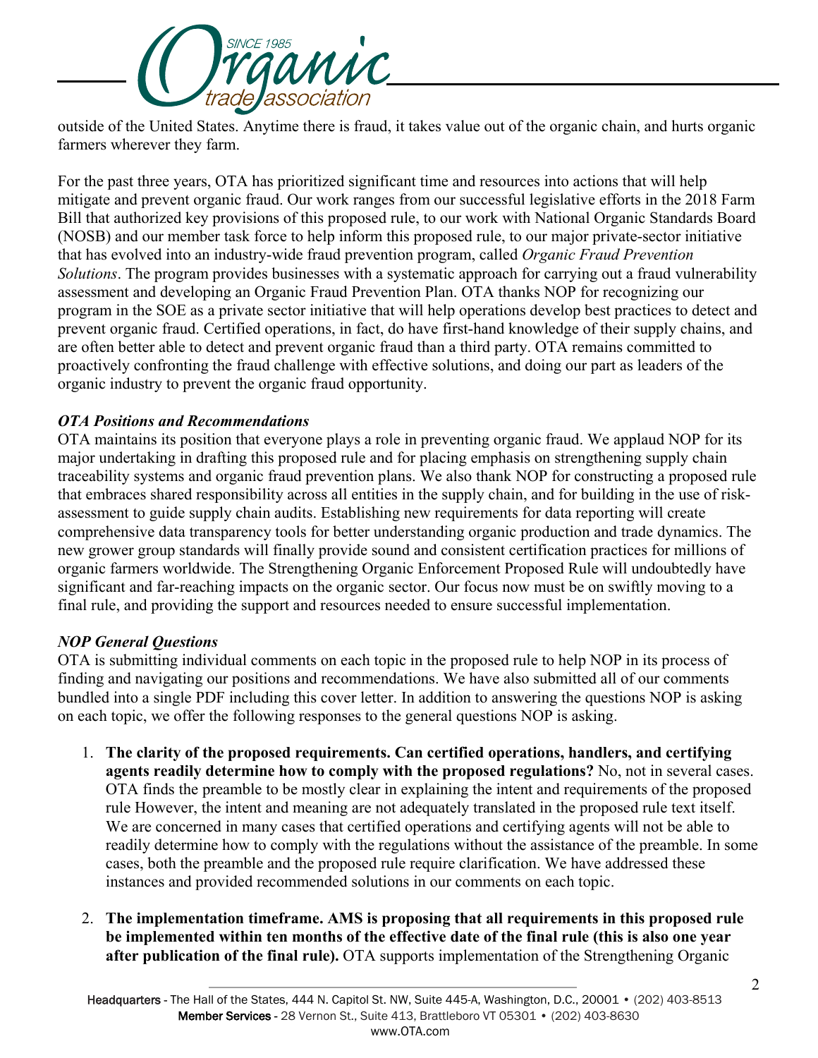outside of the United States. Anytime there is fraud, it takes value out of the organic chain, and hurts organic farmers wherever they farm.

For the past three years, OTA has prioritized significant time and resources into actions that will help mitigate and prevent organic fraud. Our work ranges from our successful legislative efforts in the 2018 Farm Bill that authorized key provisions of this proposed rule, to our work with National Organic Standards Board (NOSB) and our member task force to help inform this proposed rule, to our major private-sector initiative that has evolved into an industry-wide fraud prevention program, called *Organic Fraud Prevention Solutions*. The program provides businesses with a systematic approach for carrying out a fraud vulnerability assessment and developing an Organic Fraud Prevention Plan. OTA thanks NOP for recognizing our program in the SOE as a private sector initiative that will help operations develop best practices to detect and prevent organic fraud. Certified operations, in fact, do have first-hand knowledge of their supply chains, and are often better able to detect and prevent organic fraud than a third party. OTA remains committed to proactively confronting the fraud challenge with effective solutions, and doing our part as leaders of the organic industry to prevent the organic fraud opportunity.

***OTA Positions and Recommendations***

OTA maintains its position that everyone plays a role in preventing organic fraud. We applaud NOP for its major undertaking in drafting this proposed rule and for placing emphasis on strengthening supply chain traceability systems and organic fraud prevention plans. We also thank NOP for constructing a proposed rule that embraces shared responsibility across all entities in the supply chain, and for building in the use of risk-assessment to guide supply chain audits. Establishing new requirements for data reporting will create comprehensive data transparency tools for better understanding organic production and trade dynamics. The new grower group standards will finally provide sound and consistent certification practices for millions of organic farmers worldwide. The Strengthening Organic Enforcement Proposed Rule will undoubtedly have significant and far-reaching impacts on the organic sector. Our focus now must be on swiftly moving to a final rule, and providing the support and resources needed to ensure successful implementation.

***NOP General Questions***

OTA is submitting individual comments on each topic in the proposed rule to help NOP in its process of finding and navigating our positions and recommendations. We have also submitted all of our comments bundled into a single PDF including this cover letter. In addition to answering the questions NOP is asking on each topic, we offer the following responses to the general questions NOP is asking.

1. **The clarity of the proposed requirements. Can certified operations, handlers, and certifying agents readily determine how to comply with the proposed regulations?** No, not in several cases. OTA finds the preamble to be mostly clear in explaining the intent and requirements of the proposed rule However, the intent and meaning are not adequately translated in the proposed rule text itself. We are concerned in many cases that certified operations and certifying agents will not be able to readily determine how to comply with the regulations without the assistance of the preamble. In some cases, both the preamble and the proposed rule require clarification. We have addressed these instances and provided recommended solutions in our comments on each topic.

2. **The implementation timeframe. AMS is proposing that all requirements in this proposed rule be implemented within ten months of the effective date of the final rule (this is also one year after publication of the final rule).** OTA supports implementation of the Strengthening Organic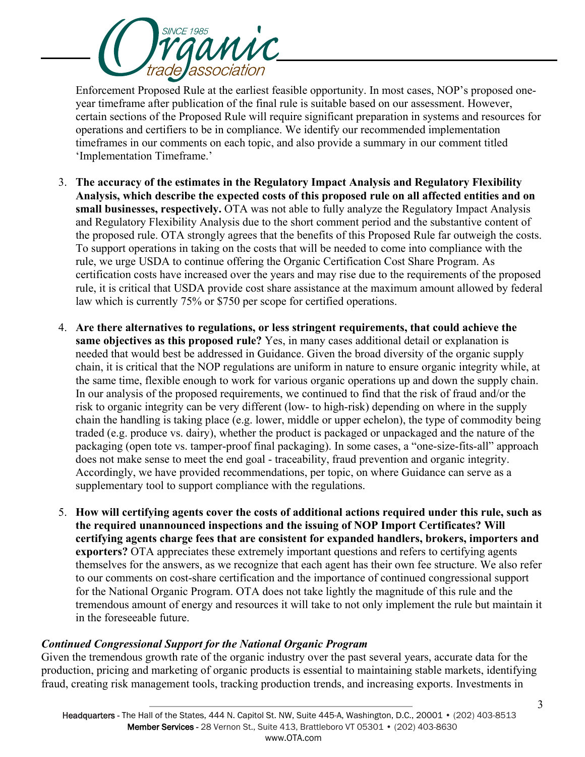Enforcement Proposed Rule at the earliest feasible opportunity. In most cases, NOP's proposed one-year timeframe after publication of the final rule is suitable based on our assessment. However, certain sections of the Proposed Rule will require significant preparation in systems and resources for operations and certifiers to be in compliance. We identify our recommended implementation timeframes in our comments on each topic, and also provide a summary in our comment titled 'Implementation Timeframe.'

3. **The accuracy of the estimates in the Regulatory Impact Analysis and Regulatory Flexibility Analysis, which describe the expected costs of this proposed rule on all affected entities and on small businesses, respectively.** OTA was not able to fully analyze the Regulatory Impact Analysis and Regulatory Flexibility Analysis due to the short comment period and the substantive content of the proposed rule. OTA strongly agrees that the benefits of this Proposed Rule far outweigh the costs. To support operations in taking on the costs that will be needed to come into compliance with the rule, we urge USDA to continue offering the Organic Certification Cost Share Program. As certification costs have increased over the years and may rise due to the requirements of the proposed rule, it is critical that USDA provide cost share assistance at the maximum amount allowed by federal law which is currently 75% or $750 per scope for certified operations.

4. **Are there alternatives to regulations, or less stringent requirements, that could achieve the same objectives as this proposed rule?** Yes, in many cases additional detail or explanation is needed that would best be addressed in Guidance. Given the broad diversity of the organic supply chain, it is critical that the NOP regulations are uniform in nature to ensure organic integrity while, at the same time, flexible enough to work for various organic operations up and down the supply chain. In our analysis of the proposed requirements, we continued to find that the risk of fraud and/or the risk to organic integrity can be very different (low- to high-risk) depending on where in the supply chain the handling is taking place (e.g. lower, middle or upper echelon), the type of commodity being traded (e.g. produce vs. dairy), whether the product is packaged or unpackaged and the nature of the packaging (open tote vs. tamper-proof final packaging). In some cases, a "one-size-fits-all" approach does not make sense to meet the end goal - traceability, fraud prevention and organic integrity. Accordingly, we have provided recommendations, per topic, on where Guidance can serve as a supplementary tool to support compliance with the regulations.

5. **How will certifying agents cover the costs of additional actions required under this rule, such as the required unannounced inspections and the issuing of NOP Import Certificates? Will certifying agents charge fees that are consistent for expanded handlers, brokers, importers and exporters?** OTA appreciates these extremely important questions and refers to certifying agents themselves for the answers, as we recognize that each agent has their own fee structure. We also refer to our comments on cost-share certification and the importance of continued congressional support for the National Organic Program. OTA does not take lightly the magnitude of this rule and the tremendous amount of energy and resources it will take to not only implement the rule but maintain it in the foreseeable future.

***Continued Congressional Support for the National Organic Program***

Given the tremendous growth rate of the organic industry over the past several years, accurate data for the production, pricing and marketing of organic products is essential to maintaining stable markets, identifying fraud, creating risk management tools, tracking production trends, and increasing exports. Investments in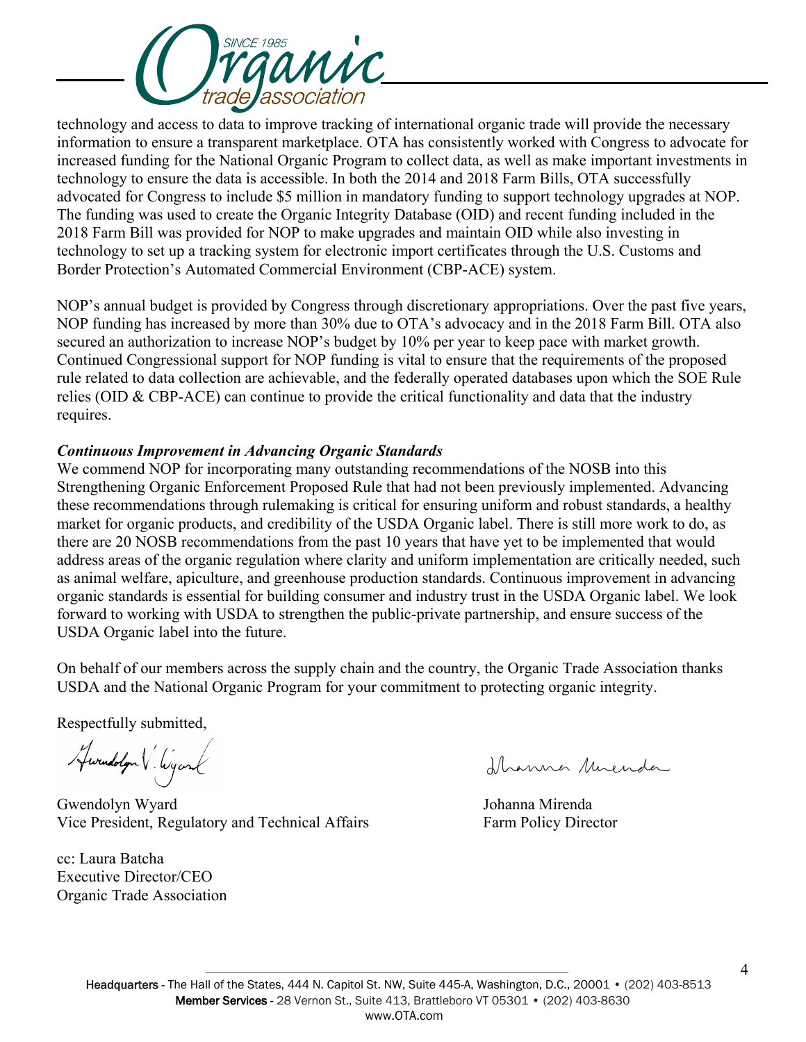technology and access to data to improve tracking of international organic trade will provide the necessary information to ensure a transparent marketplace. OTA has consistently worked with Congress to advocate for increased funding for the National Organic Program to collect data, as well as make important investments in technology to ensure the data is accessible. In both the 2014 and 2018 Farm Bills, OTA successfully advocated for Congress to include $5 million in mandatory funding to support technology upgrades at NOP. The funding was used to create the Organic Integrity Database (OID) and recent funding included in the 2018 Farm Bill was provided for NOP to make upgrades and maintain OID while also investing in technology to set up a tracking system for electronic import certificates through the U.S. Customs and Border Protection's Automated Commercial Environment (CBP-ACE) system.

NOP's annual budget is provided by Congress through discretionary appropriations. Over the past five years, NOP funding has increased by more than 30% due to OTA's advocacy and in the 2018 Farm Bill. OTA also secured an authorization to increase NOP's budget by 10% per year to keep pace with market growth. Continued Congressional support for NOP funding is vital to ensure that the requirements of the proposed rule related to data collection are achievable, and the federally operated databases upon which the SOE Rule relies (OID & CBP-ACE) can continue to provide the critical functionality and data that the industry requires.

***Continuous Improvement in Advancing Organic Standards***

We commend NOP for incorporating many outstanding recommendations of the NOSB into this Strengthening Organic Enforcement Proposed Rule that had not been previously implemented. Advancing these recommendations through rulemaking is critical for ensuring uniform and robust standards, a healthy market for organic products, and credibility of the USDA Organic label. There is still more work to do, as there are 20 NOSB recommendations from the past 10 years that have yet to be implemented that would address areas of the organic regulation where clarity and uniform implementation are critically needed, such as animal welfare, apiculture, and greenhouse production standards. Continuous improvement in advancing organic standards is essential for building consumer and industry trust in the USDA Organic label. We look forward to working with USDA to strengthen the public-private partnership, and ensure success of the USDA Organic label into the future.

On behalf of our members across the supply chain and the country, the Organic Trade Association thanks USDA and the National Organic Program for your commitment to protecting organic integrity.

Respectfully submitted,

Gwendolyn Wyard
Vice President, Regulatory and Technical Affairs

Johanna Mirenda
Farm Policy Director

cc: Laura Batcha
Executive Director/CEO
Organic Trade Association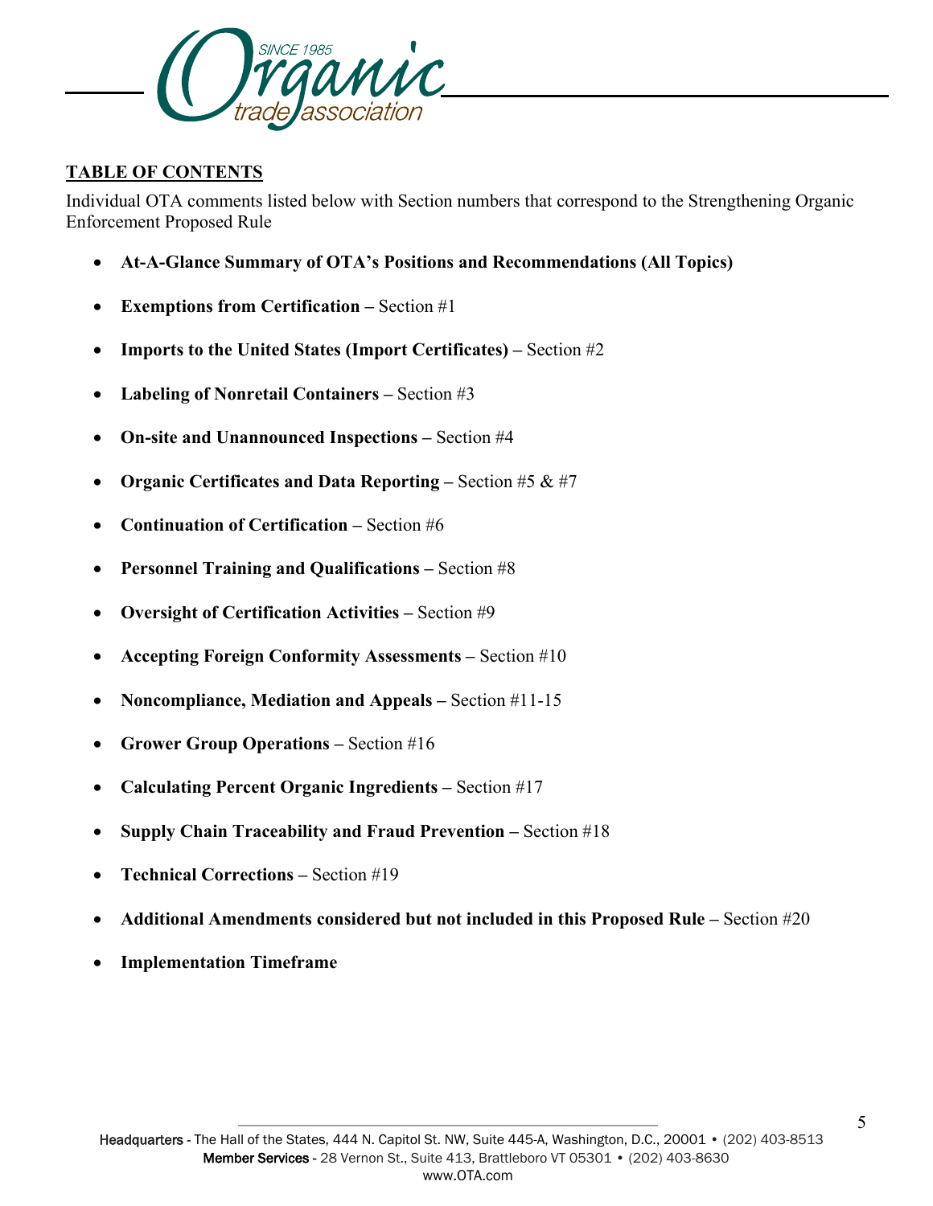**TABLE OF CONTENTS**

Individual OTA comments listed below with Section numbers that correspond to the Strengthening Organic Enforcement Proposed Rule

- **At-A-Glance Summary of OTA's Positions and Recommendations (All Topics)**
- **Exemptions from Certification –** Section #1
- **Imports to the United States (Import Certificates) –** Section #2
- **Labeling of Nonretail Containers –** Section #3
- **On-site and Unannounced Inspections –** Section #4
- **Organic Certificates and Data Reporting –** Section #5 & #7
- **Continuation of Certification –** Section #6
- **Personnel Training and Qualifications –** Section #8
- **Oversight of Certification Activities –** Section #9
- **Accepting Foreign Conformity Assessments –** Section #10
- **Noncompliance, Mediation and Appeals –** Section #11-15
- **Grower Group Operations –** Section #16
- **Calculating Percent Organic Ingredients –** Section #17
- **Supply Chain Traceability and Fraud Prevention –** Section #18
- **Technical Corrections –** Section #19
- **Additional Amendments considered but not included in this Proposed Rule –** Section #20
- **Implementation Timeframe**